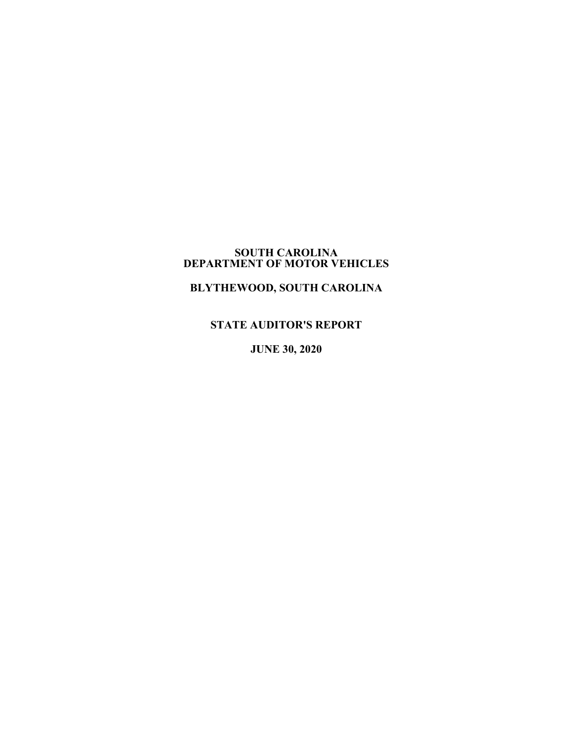# SOUTH CAROLINA
# DEPARTMENT OF MOTOR VEHICLES

## BLYTHEWOOD, SOUTH CAROLINA

## STATE AUDITOR'S REPORT

## JUNE 30, 2020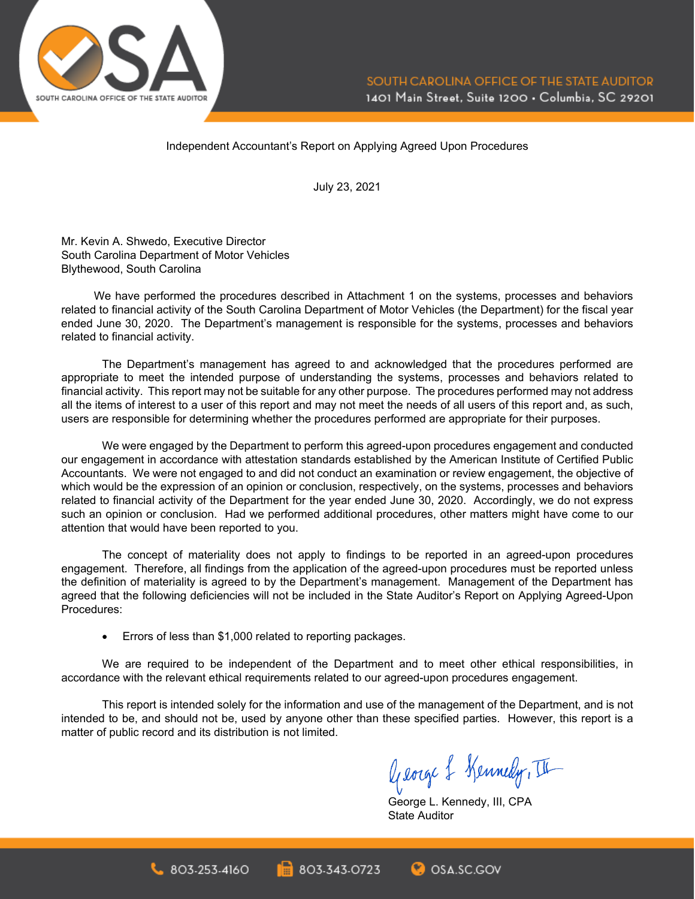SOUTH CAROLINA OFFICE OF THE STATE AUDITOR
1401 Main Street, Suite 1200 • Columbia, SC 29201

Independent Accountant's Report on Applying Agreed Upon Procedures

July 23, 2021

Mr. Kevin A. Shwedo, Executive Director
South Carolina Department of Motor Vehicles
Blythewood, South Carolina

We have performed the procedures described in Attachment 1 on the systems, processes and behaviors related to financial activity of the South Carolina Department of Motor Vehicles (the Department) for the fiscal year ended June 30, 2020. The Department's management is responsible for the systems, processes and behaviors related to financial activity.

The Department's management has agreed to and acknowledged that the procedures performed are appropriate to meet the intended purpose of understanding the systems, processes and behaviors related to financial activity. This report may not be suitable for any other purpose. The procedures performed may not address all the items of interest to a user of this report and may not meet the needs of all users of this report and, as such, users are responsible for determining whether the procedures performed are appropriate for their purposes.

We were engaged by the Department to perform this agreed-upon procedures engagement and conducted our engagement in accordance with attestation standards established by the American Institute of Certified Public Accountants. We were not engaged to and did not conduct an examination or review engagement, the objective of which would be the expression of an opinion or conclusion, respectively, on the systems, processes and behaviors related to financial activity of the Department for the year ended June 30, 2020. Accordingly, we do not express such an opinion or conclusion. Had we performed additional procedures, other matters might have come to our attention that would have been reported to you.

The concept of materiality does not apply to findings to be reported in an agreed-upon procedures engagement. Therefore, all findings from the application of the agreed-upon procedures must be reported unless the definition of materiality is agreed to by the Department's management. Management of the Department has agreed that the following deficiencies will not be included in the State Auditor's Report on Applying Agreed-Upon Procedures:

- Errors of less than $1,000 related to reporting packages.

We are required to be independent of the Department and to meet other ethical responsibilities, in accordance with the relevant ethical requirements related to our agreed-upon procedures engagement.

This report is intended solely for the information and use of the management of the Department, and is not intended to be, and should not be, used by anyone other than these specified parties. However, this report is a matter of public record and its distribution is not limited.

George L. Kennedy, III, CPA
State Auditor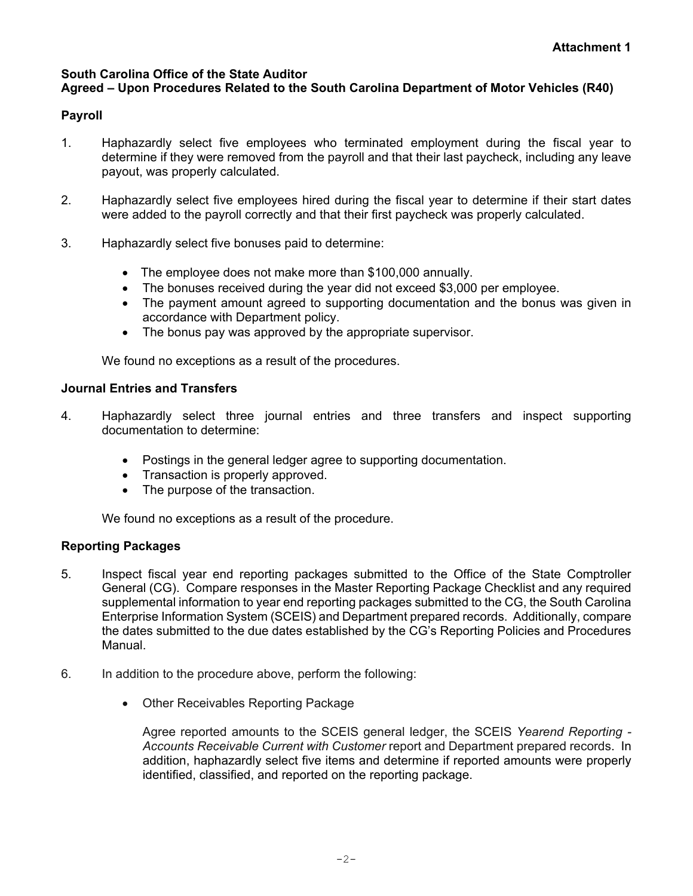**Attachment 1**

**South Carolina Office of the State Auditor**
**Agreed – Upon Procedures Related to the South Carolina Department of Motor Vehicles (R40)**

**Payroll**

1. Haphazardly select five employees who terminated employment during the fiscal year to determine if they were removed from the payroll and that their last paycheck, including any leave payout, was properly calculated.

2. Haphazardly select five employees hired during the fiscal year to determine if their start dates were added to the payroll correctly and that their first paycheck was properly calculated.

3. Haphazardly select five bonuses paid to determine:

   - The employee does not make more than $100,000 annually.
   - The bonuses received during the year did not exceed $3,000 per employee.
   - The payment amount agreed to supporting documentation and the bonus was given in accordance with Department policy.
   - The bonus pay was approved by the appropriate supervisor.

   We found no exceptions as a result of the procedures.

**Journal Entries and Transfers**

4. Haphazardly select three journal entries and three transfers and inspect supporting documentation to determine:

   - Postings in the general ledger agree to supporting documentation.
   - Transaction is properly approved.
   - The purpose of the transaction.

   We found no exceptions as a result of the procedure.

**Reporting Packages**

5. Inspect fiscal year end reporting packages submitted to the Office of the State Comptroller General (CG). Compare responses in the Master Reporting Package Checklist and any required supplemental information to year end reporting packages submitted to the CG, the South Carolina Enterprise Information System (SCEIS) and Department prepared records. Additionally, compare the dates submitted to the due dates established by the CG's Reporting Policies and Procedures Manual.

6. In addition to the procedure above, perform the following:

   - Other Receivables Reporting Package

     Agree reported amounts to the SCEIS general ledger, the SCEIS *Yearend Reporting - Accounts Receivable Current with Customer* report and Department prepared records. In addition, haphazardly select five items and determine if reported amounts were properly identified, classified, and reported on the reporting package.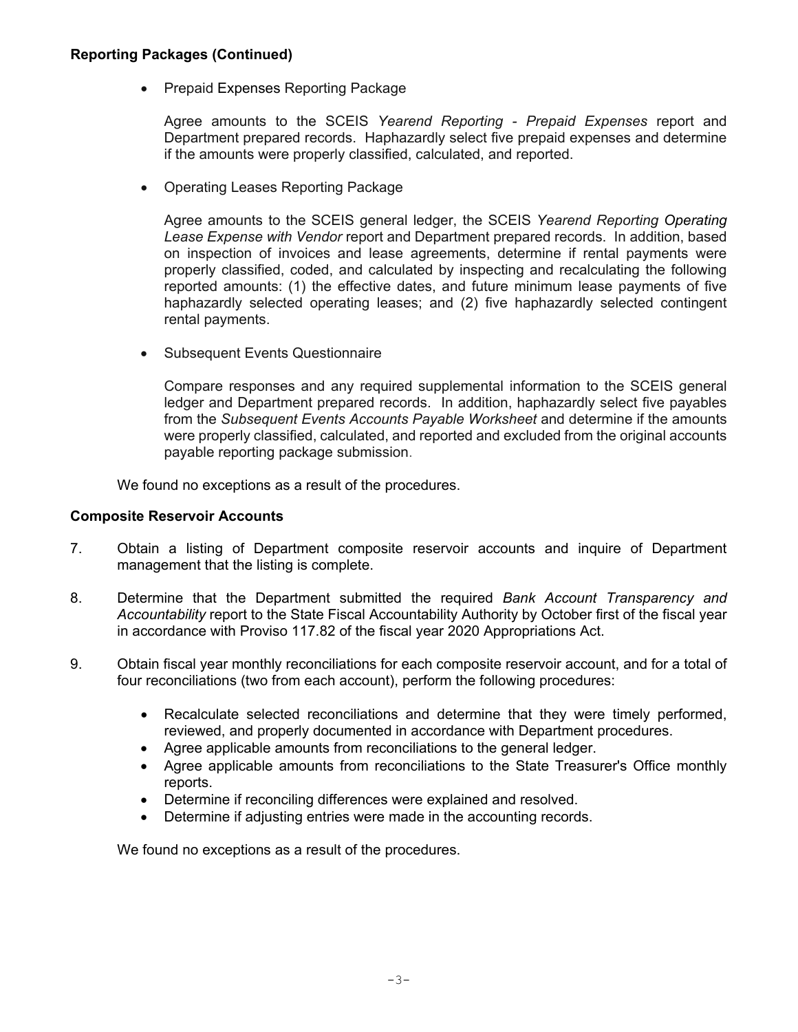**Reporting Packages (Continued)**

- Prepaid Expenses Reporting Package

  Agree amounts to the SCEIS *Yearend Reporting - Prepaid Expenses* report and Department prepared records. Haphazardly select five prepaid expenses and determine if the amounts were properly classified, calculated, and reported.

- Operating Leases Reporting Package

  Agree amounts to the SCEIS general ledger, the SCEIS *Yearend Reporting Operating Lease Expense with Vendor* report and Department prepared records. In addition, based on inspection of invoices and lease agreements, determine if rental payments were properly classified, coded, and calculated by inspecting and recalculating the following reported amounts: (1) the effective dates, and future minimum lease payments of five haphazardly selected operating leases; and (2) five haphazardly selected contingent rental payments.

- Subsequent Events Questionnaire

  Compare responses and any required supplemental information to the SCEIS general ledger and Department prepared records. In addition, haphazardly select five payables from the *Subsequent Events Accounts Payable Worksheet* and determine if the amounts were properly classified, calculated, and reported and excluded from the original accounts payable reporting package submission.

We found no exceptions as a result of the procedures.

**Composite Reservoir Accounts**

7. Obtain a listing of Department composite reservoir accounts and inquire of Department management that the listing is complete.

8. Determine that the Department submitted the required *Bank Account Transparency and Accountability* report to the State Fiscal Accountability Authority by October first of the fiscal year in accordance with Proviso 117.82 of the fiscal year 2020 Appropriations Act.

9. Obtain fiscal year monthly reconciliations for each composite reservoir account, and for a total of four reconciliations (two from each account), perform the following procedures:

   - Recalculate selected reconciliations and determine that they were timely performed, reviewed, and properly documented in accordance with Department procedures.
   - Agree applicable amounts from reconciliations to the general ledger.
   - Agree applicable amounts from reconciliations to the State Treasurer's Office monthly reports.
   - Determine if reconciling differences were explained and resolved.
   - Determine if adjusting entries were made in the accounting records.

We found no exceptions as a result of the procedures.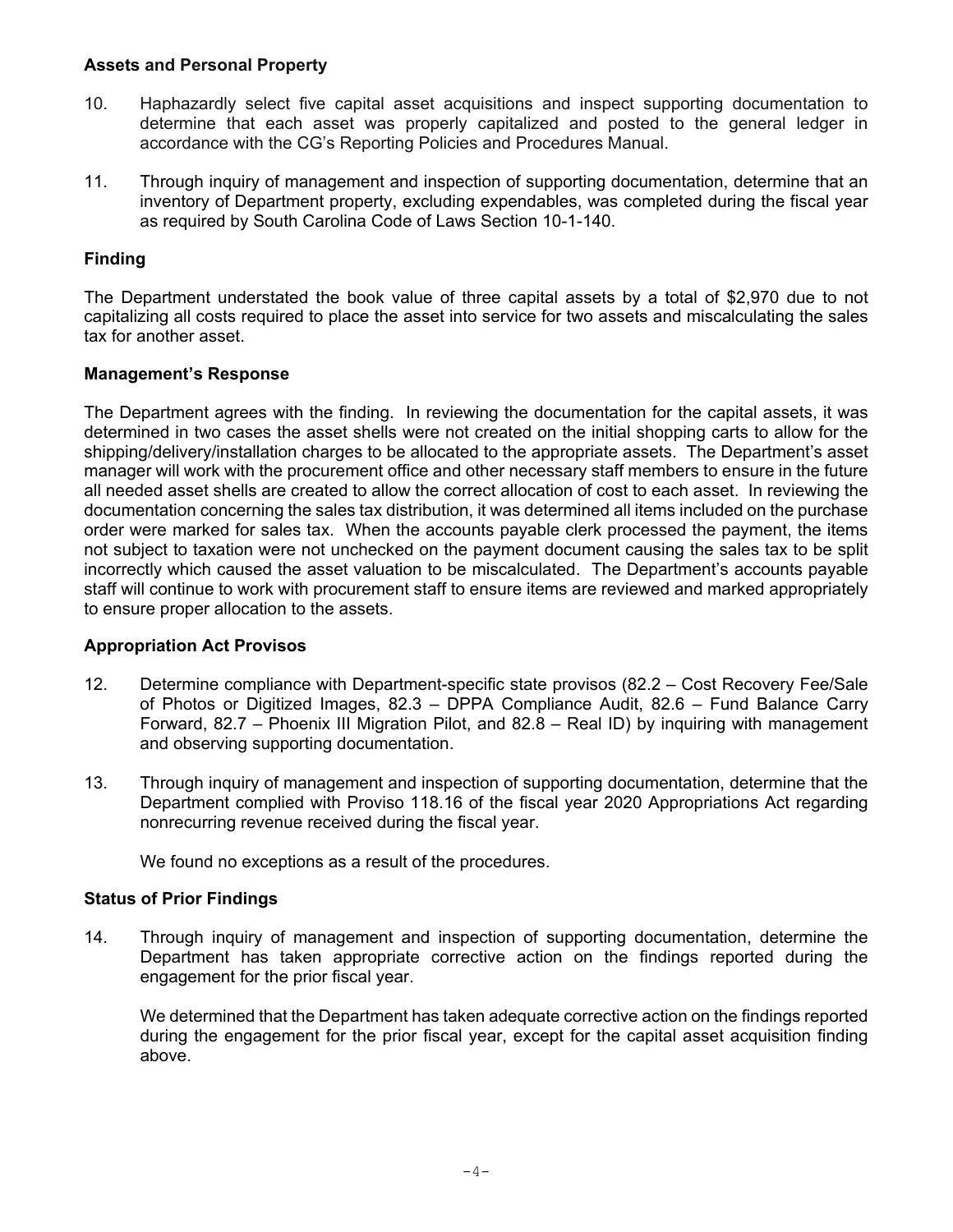**Assets and Personal Property**

10. Haphazardly select five capital asset acquisitions and inspect supporting documentation to determine that each asset was properly capitalized and posted to the general ledger in accordance with the CG's Reporting Policies and Procedures Manual.

11. Through inquiry of management and inspection of supporting documentation, determine that an inventory of Department property, excluding expendables, was completed during the fiscal year as required by South Carolina Code of Laws Section 10-1-140.

**Finding**

The Department understated the book value of three capital assets by a total of $2,970 due to not capitalizing all costs required to place the asset into service for two assets and miscalculating the sales tax for another asset.

**Management's Response**

The Department agrees with the finding. In reviewing the documentation for the capital assets, it was determined in two cases the asset shells were not created on the initial shopping carts to allow for the shipping/delivery/installation charges to be allocated to the appropriate assets. The Department's asset manager will work with the procurement office and other necessary staff members to ensure in the future all needed asset shells are created to allow the correct allocation of cost to each asset. In reviewing the documentation concerning the sales tax distribution, it was determined all items included on the purchase order were marked for sales tax. When the accounts payable clerk processed the payment, the items not subject to taxation were not unchecked on the payment document causing the sales tax to be split incorrectly which caused the asset valuation to be miscalculated. The Department's accounts payable staff will continue to work with procurement staff to ensure items are reviewed and marked appropriately to ensure proper allocation to the assets.

**Appropriation Act Provisos**

12. Determine compliance with Department-specific state provisos (82.2 – Cost Recovery Fee/Sale of Photos or Digitized Images, 82.3 – DPPA Compliance Audit, 82.6 – Fund Balance Carry Forward, 82.7 – Phoenix III Migration Pilot, and 82.8 – Real ID) by inquiring with management and observing supporting documentation.

13. Through inquiry of management and inspection of supporting documentation, determine that the Department complied with Proviso 118.16 of the fiscal year 2020 Appropriations Act regarding nonrecurring revenue received during the fiscal year.

    We found no exceptions as a result of the procedures.

**Status of Prior Findings**

14. Through inquiry of management and inspection of supporting documentation, determine the Department has taken appropriate corrective action on the findings reported during the engagement for the prior fiscal year.

    We determined that the Department has taken adequate corrective action on the findings reported during the engagement for the prior fiscal year, except for the capital asset acquisition finding above.